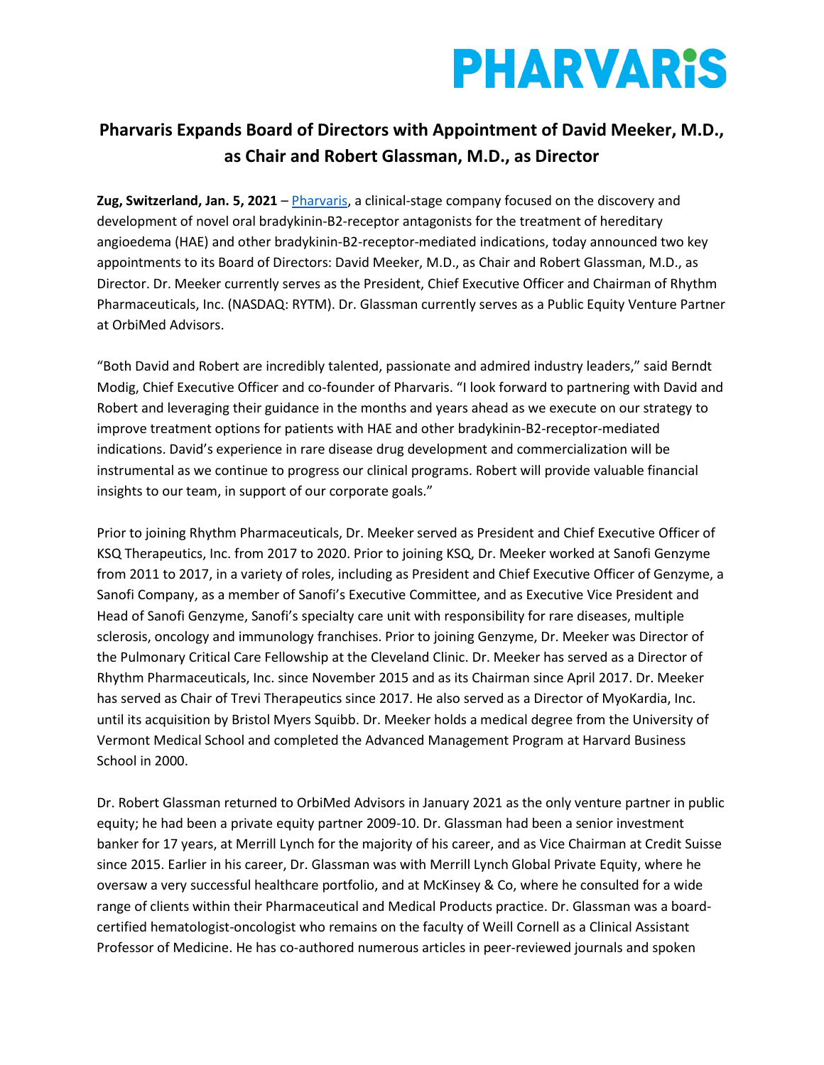PHARVARiS

# Pharvaris Expands Board of Directors with Appointment of David Meeker, M.D., as Chair and Robert Glassman, M.D., as Director

**Zug, Switzerland, Jan. 5, 2021** – [Pharvaris](), a clinical-stage company focused on the discovery and development of novel oral bradykinin-B2-receptor antagonists for the treatment of hereditary angioedema (HAE) and other bradykinin-B2-receptor-mediated indications, today announced two key appointments to its Board of Directors: David Meeker, M.D., as Chair and Robert Glassman, M.D., as Director. Dr. Meeker currently serves as the President, Chief Executive Officer and Chairman of Rhythm Pharmaceuticals, Inc. (NASDAQ: RYTM). Dr. Glassman currently serves as a Public Equity Venture Partner at OrbiMed Advisors.

"Both David and Robert are incredibly talented, passionate and admired industry leaders," said Berndt Modig, Chief Executive Officer and co-founder of Pharvaris. "I look forward to partnering with David and Robert and leveraging their guidance in the months and years ahead as we execute on our strategy to improve treatment options for patients with HAE and other bradykinin-B2-receptor-mediated indications. David's experience in rare disease drug development and commercialization will be instrumental as we continue to progress our clinical programs. Robert will provide valuable financial insights to our team, in support of our corporate goals."

Prior to joining Rhythm Pharmaceuticals, Dr. Meeker served as President and Chief Executive Officer of KSQ Therapeutics, Inc. from 2017 to 2020. Prior to joining KSQ, Dr. Meeker worked at Sanofi Genzyme from 2011 to 2017, in a variety of roles, including as President and Chief Executive Officer of Genzyme, a Sanofi Company, as a member of Sanofi's Executive Committee, and as Executive Vice President and Head of Sanofi Genzyme, Sanofi's specialty care unit with responsibility for rare diseases, multiple sclerosis, oncology and immunology franchises. Prior to joining Genzyme, Dr. Meeker was Director of the Pulmonary Critical Care Fellowship at the Cleveland Clinic. Dr. Meeker has served as a Director of Rhythm Pharmaceuticals, Inc. since November 2015 and as its Chairman since April 2017. Dr. Meeker has served as Chair of Trevi Therapeutics since 2017. He also served as a Director of MyoKardia, Inc. until its acquisition by Bristol Myers Squibb. Dr. Meeker holds a medical degree from the University of Vermont Medical School and completed the Advanced Management Program at Harvard Business School in 2000.

Dr. Robert Glassman returned to OrbiMed Advisors in January 2021 as the only venture partner in public equity; he had been a private equity partner 2009-10. Dr. Glassman had been a senior investment banker for 17 years, at Merrill Lynch for the majority of his career, and as Vice Chairman at Credit Suisse since 2015. Earlier in his career, Dr. Glassman was with Merrill Lynch Global Private Equity, where he oversaw a very successful healthcare portfolio, and at McKinsey & Co, where he consulted for a wide range of clients within their Pharmaceutical and Medical Products practice. Dr. Glassman was a board-certified hematologist-oncologist who remains on the faculty of Weill Cornell as a Clinical Assistant Professor of Medicine. He has co-authored numerous articles in peer-reviewed journals and spoken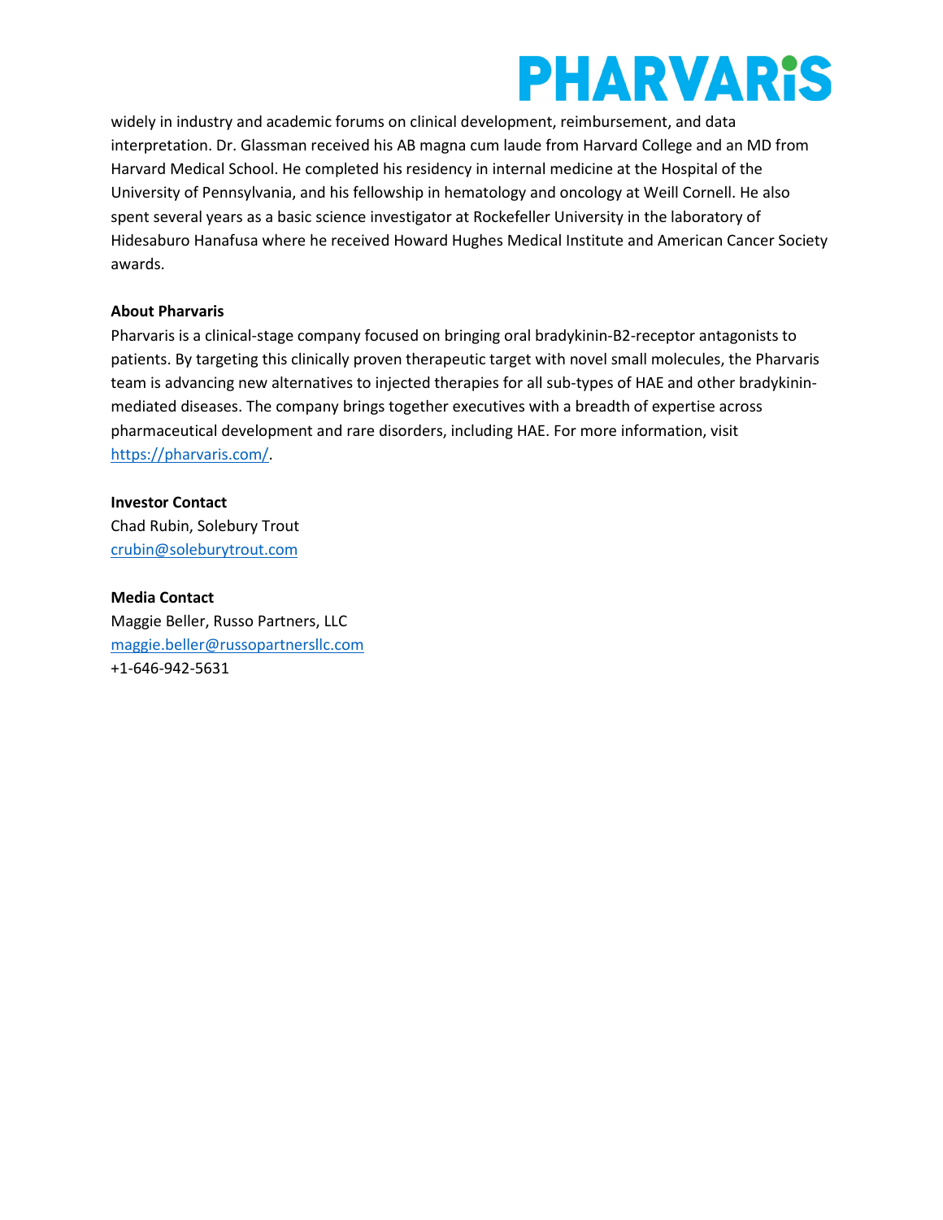widely in industry and academic forums on clinical development, reimbursement, and data interpretation. Dr. Glassman received his AB magna cum laude from Harvard College and an MD from Harvard Medical School. He completed his residency in internal medicine at the Hospital of the University of Pennsylvania, and his fellowship in hematology and oncology at Weill Cornell. He also spent several years as a basic science investigator at Rockefeller University in the laboratory of Hidesaburo Hanafusa where he received Howard Hughes Medical Institute and American Cancer Society awards.

**About Pharvaris**

Pharvaris is a clinical-stage company focused on bringing oral bradykinin-B2-receptor antagonists to patients. By targeting this clinically proven therapeutic target with novel small molecules, the Pharvaris team is advancing new alternatives to injected therapies for all sub-types of HAE and other bradykinin-mediated diseases. The company brings together executives with a breadth of expertise across pharmaceutical development and rare disorders, including HAE. For more information, visit https://pharvaris.com/.

**Investor Contact**

Chad Rubin, Solebury Trout
crubin@soleburytrout.com

**Media Contact**

Maggie Beller, Russo Partners, LLC
maggie.beller@russopartnersllc.com
+1-646-942-5631